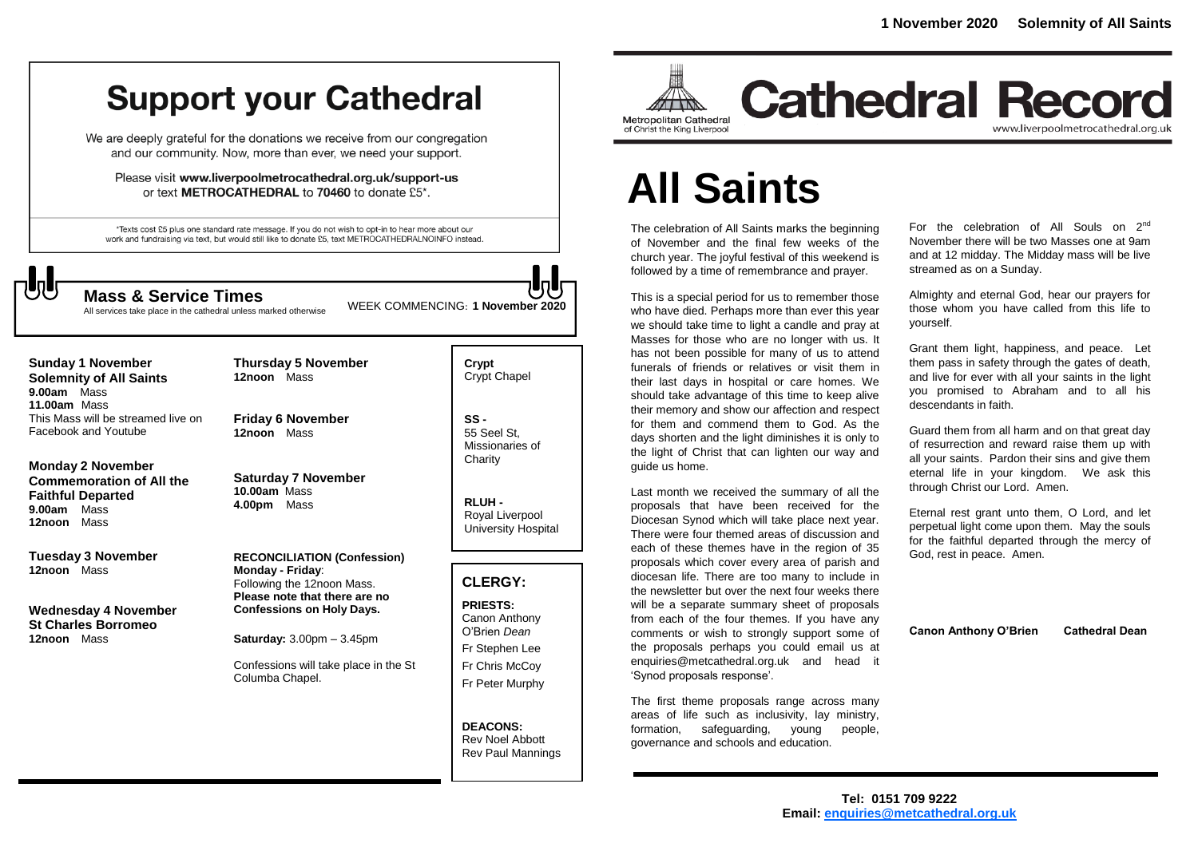# Support your Cathedral

We are deeply grateful for the donations we receive from our congregation and our community. Now, more than ever, we need your support.

Please visit **www.liverpoolmetrocathedral.org.uk/support-us** or text **METROCATHEDRAL** to **70460** to donate £5*.

*Texts cost £5 plus one standard rate message. If you do not wish to opt-in to hear more about our work and fundraising via text, but would still like to donate £5, text METROCATHEDRALNOINFO instead.

## Mass & Service Times

All services take place in the cathedral unless marked otherwise

WEEK COMMENCING: **1 November 2020**

**Sunday 1 November**
**Solemnity of All Saints**
**9.00am** Mass
**11.00am** Mass
This Mass will be streamed live on Facebook and Youtube

**Monday 2 November**
**Commemoration of All the Faithful Departed**
**9.00am** Mass
**12noon** Mass

**Tuesday 3 November**
**12noon** Mass

**Wednesday 4 November**
**St Charles Borromeo**
**12noon** Mass

**Thursday 5 November**
**12noon** Mass

**Friday 6 November**
**12noon** Mass

**Saturday 7 November**
**10.00am** Mass
**4.00pm** Mass

**RECONCILIATION (Confession)**
**Monday - Friday**: Following the 12noon Mass.
**Please note that there are no Confessions on Holy Days.**

**Saturday:** 3.00pm – 3.45pm

Confessions will take place in the St Columba Chapel.

**Crypt** Crypt Chapel

**SS -** 55 Seel St, Missionaries of Charity

**RLUH -** Royal Liverpool University Hospital

## CLERGY:

**PRIESTS:**
Canon Anthony O'Brien *Dean*
Fr Stephen Lee
Fr Chris McCoy
Fr Peter Murphy

**DEACONS:**
Rev Noel Abbott
Rev Paul Mannings

**1 November 2020 Solemnity of All Saints**

Metropolitan Cathedral of Christ the King Liverpool

# Cathedral Record

www.liverpoolmetrocathedral.org.uk

# All Saints

The celebration of All Saints marks the beginning of November and the final few weeks of the church year. The joyful festival of this weekend is followed by a time of remembrance and prayer.

This is a special period for us to remember those who have died. Perhaps more than ever this year we should take time to light a candle and pray at Masses for those who are no longer with us. It has not been possible for many of us to attend funerals of friends or relatives or visit them in their last days in hospital or care homes. We should take advantage of this time to keep alive their memory and show our affection and respect for them and commend them to God. As the days shorten and the light diminishes it is only to the light of Christ that can lighten our way and guide us home.

Last month we received the summary of all the proposals that have been received for the Diocesan Synod which will take place next year. There were four themed areas of discussion and each of these themes have in the region of 35 proposals which cover every area of parish and diocesan life. There are too many to include in the newsletter but over the next four weeks there will be a separate summary sheet of proposals from each of the four themes. If you have any comments or wish to strongly support some of the proposals perhaps you could email us at enquiries@metcathedral.org.uk and head it 'Synod proposals response'.

The first theme proposals range across many areas of life such as inclusivity, lay ministry, formation, safeguarding, young people, governance and schools and education.

For the celebration of All Souls on 2nd November there will be two Masses one at 9am and at 12 midday. The Midday mass will be live streamed as on a Sunday.

Almighty and eternal God, hear our prayers for those whom you have called from this life to yourself.

Grant them light, happiness, and peace. Let them pass in safety through the gates of death, and live for ever with all your saints in the light you promised to Abraham and to all his descendants in faith.

Guard them from all harm and on that great day of resurrection and reward raise them up with all your saints. Pardon their sins and give them eternal life in your kingdom. We ask this through Christ our Lord. Amen.

Eternal rest grant unto them, O Lord, and let perpetual light come upon them. May the souls for the faithful departed through the mercy of God, rest in peace. Amen.

**Canon Anthony O'Brien Cathedral Dean**

**Tel: 0151 709 9222**
**Email: enquiries@metcathedral.org.uk**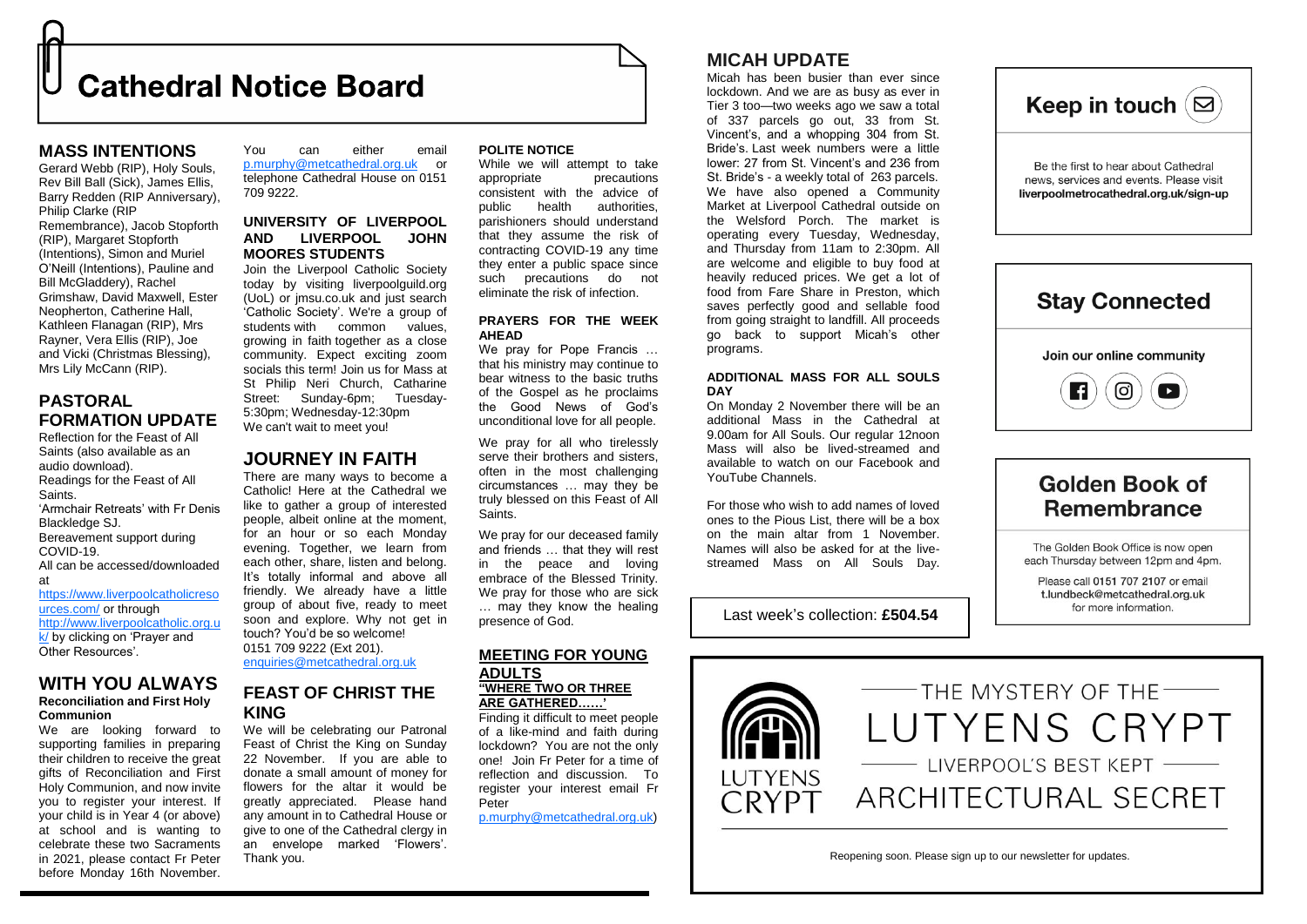# Cathedral Notice Board

## MASS INTENTIONS

Gerard Webb (RIP), Holy Souls, Rev Bill Ball (Sick), James Ellis, Barry Redden (RIP Anniversary), Philip Clarke (RIP Remembrance), Jacob Stopforth (RIP), Margaret Stopforth (Intentions), Simon and Muriel O'Neill (Intentions), Pauline and Bill McGladdery), Rachel Grimshaw, David Maxwell, Ester Neopherton, Catherine Hall, Kathleen Flanagan (RIP), Mrs Rayner, Vera Ellis (RIP), Joe and Vicki (Christmas Blessing), Mrs Lily McCann (RIP).

## PASTORAL FORMATION UPDATE

Reflection for the Feast of All Saints (also available as an audio download).
Readings for the Feast of All Saints.
'Armchair Retreats' with Fr Denis Blackledge SJ.
Bereavement support during COVID-19.
All can be accessed/downloaded at https://www.liverpoolcatholicresources.com/ or through http://www.liverpoolcatholic.org.uk/ by clicking on 'Prayer and Other Resources'.

## WITH YOU ALWAYS

**Reconciliation and First Holy Communion**

We are looking forward to supporting families in preparing their children to receive the great gifts of Reconciliation and First Holy Communion, and now invite you to register your interest. If your child is in Year 4 (or above) at school and is wanting to celebrate these two Sacraments in 2021, please contact Fr Peter before Monday 16th November. You can either email p.murphy@metcathedral.org.uk or telephone Cathedral House on 0151 709 9222.

**UNIVERSITY OF LIVERPOOL AND LIVERPOOL JOHN MOORES STUDENTS**

Join the Liverpool Catholic Society today by visiting liverpoolguild.org (UoL) or jmsu.co.uk and just search 'Catholic Society'. We're a group of students with common values, growing in faith together as a close community. Expect exciting zoom socials this term! Join us for Mass at St Philip Neri Church, Catharine Street: Sunday-6pm; Tuesday-5:30pm; Wednesday-12:30pm
We can't wait to meet you!

## JOURNEY IN FAITH

There are many ways to become a Catholic! Here at the Cathedral we like to gather a group of interested people, albeit online at the moment, for an hour or so each Monday evening. Together, we learn from each other, share, listen and belong. It's totally informal and above all friendly. We already have a little group of about five, ready to meet soon and explore. Why not get in touch? You'd be so welcome!
0151 709 9222 (Ext 201).
enquiries@metcathedral.org.uk

## FEAST OF CHRIST THE KING

We will be celebrating our Patronal Feast of Christ the King on Sunday 22 November. If you are able to donate a small amount of money for flowers for the altar it would be greatly appreciated. Please hand any amount in to Cathedral House or give to one of the Cathedral clergy in an envelope marked 'Flowers'. Thank you.

**POLITE NOTICE**

While we will attempt to take appropriate precautions consistent with the advice of public health authorities, parishioners should understand that they assume the risk of contracting COVID-19 any time they enter a public space since such precautions do not eliminate the risk of infection.

**PRAYERS FOR THE WEEK AHEAD**

We pray for Pope Francis … that his ministry may continue to bear witness to the basic truths of the Gospel as he proclaims the Good News of God's unconditional love for all people.

We pray for all who tirelessly serve their brothers and sisters, often in the most challenging circumstances … may they be truly blessed on this Feast of All Saints.

We pray for our deceased family and friends … that they will rest in the peace and loving embrace of the Blessed Trinity. We pray for those who are sick … may they know the healing presence of God.

## MEETING FOR YOUNG ADULTS

**"WHERE TWO OR THREE ARE GATHERED……'**

Finding it difficult to meet people of a like-mind and faith during lockdown? You are not the only one! Join Fr Peter for a time of reflection and discussion. To register your interest email Fr Peter p.murphy@metcathedral.org.uk)

## MICAH UPDATE

Micah has been busier than ever since lockdown. And we are as busy as ever in Tier 3 too—two weeks ago we saw a total of 337 parcels go out, 33 from St. Vincent's, and a whopping 304 from St. Bride's. Last week numbers were a little lower: 27 from St. Vincent's and 236 from St. Bride's - a weekly total of 263 parcels. We have also opened a Community Market at Liverpool Cathedral outside on the Welsford Porch. The market is operating every Tuesday, Wednesday, and Thursday from 11am to 2:30pm. All are welcome and eligible to buy food at heavily reduced prices. We get a lot of food from Fare Share in Preston, which saves perfectly good and sellable food from going straight to landfill. All proceeds go back to support Micah's other programs.

**ADDITIONAL MASS FOR ALL SOULS DAY**

On Monday 2 November there will be an additional Mass in the Cathedral at 9.00am for All Souls. Our regular 12noon Mass will also be lived-streamed and available to watch on our Facebook and YouTube Channels.

For those who wish to add names of loved ones to the Pious List, there will be a box on the main altar from 1 November. Names will also be asked for at the live-streamed Mass on All Souls Day.

Last week's collection: **£504.54**

## Keep in touch

Be the first to hear about Cathedral news, services and events. Please visit **liverpoolmetrocathedral.org.uk/sign-up**

## Stay Connected

**Join our online community**

## Golden Book of Remembrance

The Golden Book Office is now open each Thursday between 12pm and 4pm.

Please call 0151 707 2107 or email **t.lundbeck@metcathedral.org.uk** for more information.

LUTYENS CRYPT

THE MYSTERY OF THE LUTYENS CRYPT — LIVERPOOL'S BEST KEPT ARCHITECTURAL SECRET

Reopening soon. Please sign up to our newsletter for updates.